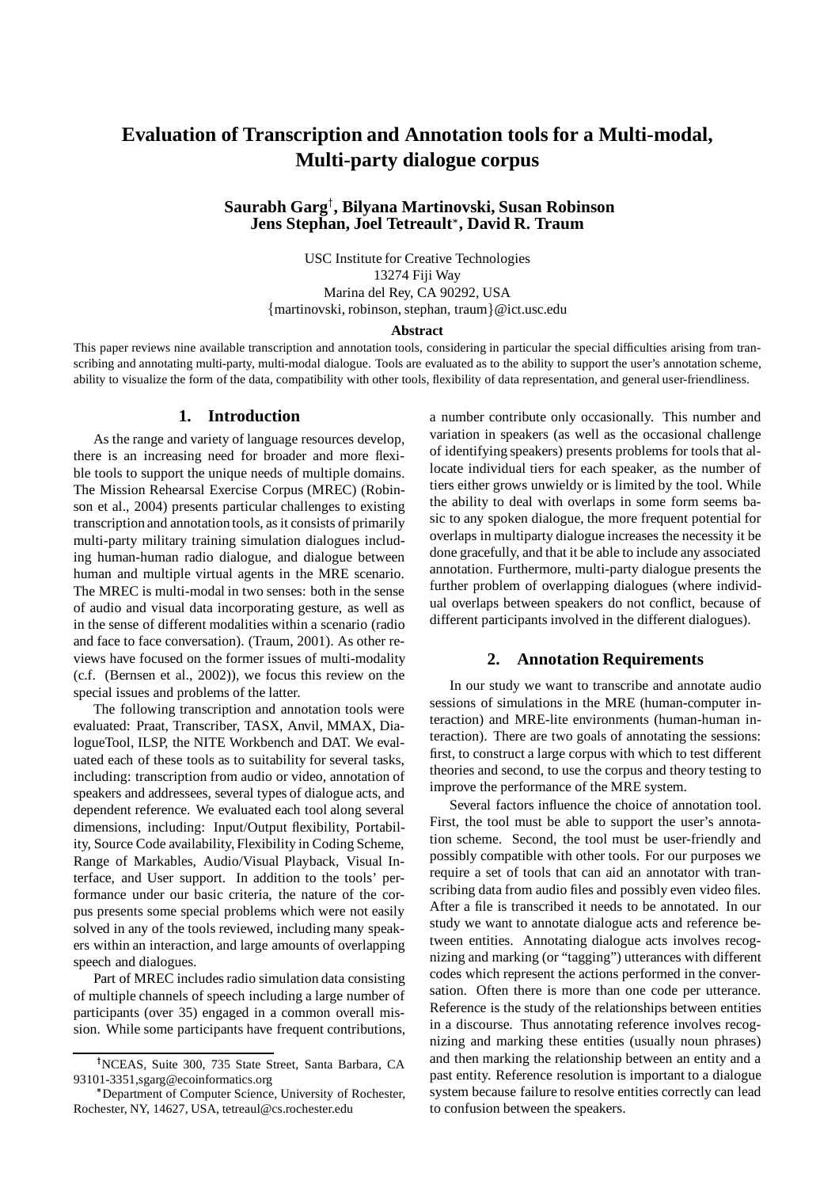# Evaluation of Transcription and Annotation tools for a Multi-modal, Multi-party dialogue corpus

**Saurabh Garg[†], Bilyana Martinovski, Susan Robinson**
**Jens Stephan, Joel Tetreault[*], David R. Traum**

USC Institute for Creative Technologies
13274 Fiji Way
Marina del Rey, CA 90292, USA
{martinovski, robinson, stephan, traum}@ict.usc.edu

**Abstract**

This paper reviews nine available transcription and annotation tools, considering in particular the special difficulties arising from transcribing and annotating multi-party, multi-modal dialogue. Tools are evaluated as to the ability to support the user's annotation scheme, ability to visualize the form of the data, compatibility with other tools, flexibility of data representation, and general user-friendliness.

## 1. Introduction

As the range and variety of language resources develop, there is an increasing need for broader and more flexible tools to support the unique needs of multiple domains. The Mission Rehearsal Exercise Corpus (MREC) (Robinson et al., 2004) presents particular challenges to existing transcription and annotation tools, as it consists of primarily multi-party military training simulation dialogues including human-human radio dialogue, and dialogue between human and multiple virtual agents in the MRE scenario. The MREC is multi-modal in two senses: both in the sense of audio and visual data incorporating gesture, as well as in the sense of different modalities within a scenario (radio and face to face conversation). (Traum, 2001). As other reviews have focused on the former issues of multi-modality (c.f. (Bernsen et al., 2002)), we focus this review on the special issues and problems of the latter.

The following transcription and annotation tools were evaluated: Praat, Transcriber, TASX, Anvil, MMAX, DialogueTool, ILSP, the NITE Workbench and DAT. We evaluated each of these tools as to suitability for several tasks, including: transcription from audio or video, annotation of speakers and addressees, several types of dialogue acts, and dependent reference. We evaluated each tool along several dimensions, including: Input/Output flexibility, Portability, Source Code availability, Flexibility in Coding Scheme, Range of Markables, Audio/Visual Playback, Visual Interface, and User support. In addition to the tools' performance under our basic criteria, the nature of the corpus presents some special problems which were not easily solved in any of the tools reviewed, including many speakers within an interaction, and large amounts of overlapping speech and dialogues.

Part of MREC includes radio simulation data consisting of multiple channels of speech including a large number of participants (over 35) engaged in a common overall mission. While some participants have frequent contributions, a number contribute only occasionally. This number and variation in speakers (as well as the occasional challenge of identifying speakers) presents problems for tools that allocate individual tiers for each speaker, as the number of tiers either grows unwieldy or is limited by the tool. While the ability to deal with overlaps in some form seems basic to any spoken dialogue, the more frequent potential for overlaps in multiparty dialogue increases the necessity it be done gracefully, and that it be able to include any associated annotation. Furthermore, multi-party dialogue presents the further problem of overlapping dialogues (where individual overlaps between speakers do not conflict, because of different participants involved in the different dialogues).

## 2. Annotation Requirements

In our study we want to transcribe and annotate audio sessions of simulations in the MRE (human-computer interaction) and MRE-lite environments (human-human interaction). There are two goals of annotating the sessions: first, to construct a large corpus with which to test different theories and second, to use the corpus and theory testing to improve the performance of the MRE system.

Several factors influence the choice of annotation tool. First, the tool must be able to support the user's annotation scheme. Second, the tool must be user-friendly and possibly compatible with other tools. For our purposes we require a set of tools that can aid an annotator with transcribing data from audio files and possibly even video files. After a file is transcribed it needs to be annotated. In our study we want to annotate dialogue acts and reference between entities. Annotating dialogue acts involves recognizing and marking (or "tagging") utterances with different codes which represent the actions performed in the conversation. Often there is more than one code per utterance. Reference is the study of the relationships between entities in a discourse. Thus annotating reference involves recognizing and marking these entities (usually noun phrases) and then marking the relationship between an entity and a past entity. Reference resolution is important to a dialogue system because failure to resolve entities correctly can lead to confusion between the speakers.

---

[†]NCEAS, Suite 300, 735 State Street, Santa Barbara, CA 93101-3351,sgarg@ecoinformatics.org

[*]Department of Computer Science, University of Rochester, Rochester, NY, 14627, USA, tetreaul@cs.rochester.edu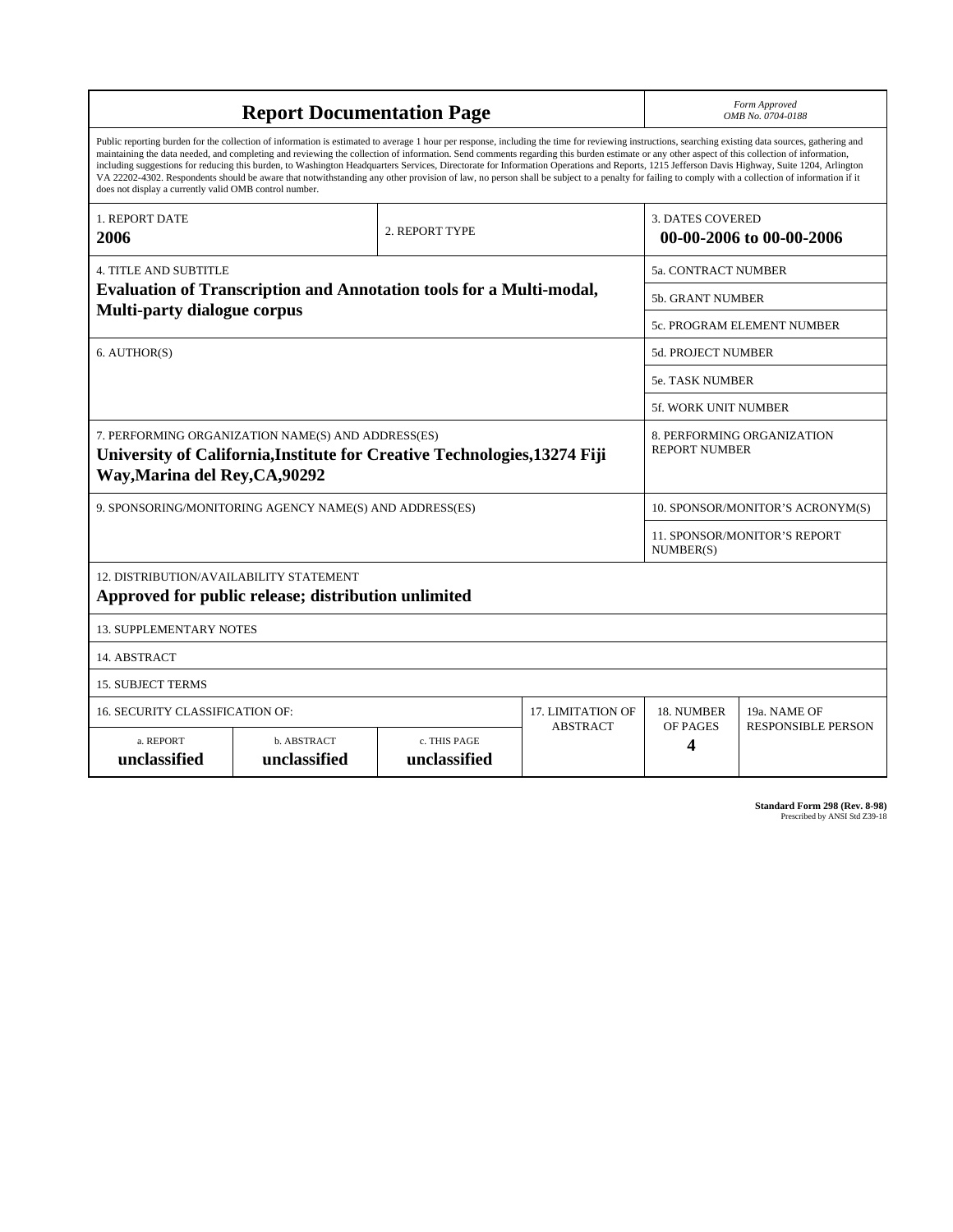# Report Documentation Page

*Form Approved*
*OMB No. 0704-0188*

Public reporting burden for the collection of information is estimated to average 1 hour per response, including the time for reviewing instructions, searching existing data sources, gathering and maintaining the data needed, and completing and reviewing the collection of information. Send comments regarding this burden estimate or any other aspect of this collection of information, including suggestions for reducing this burden, to Washington Headquarters Services, Directorate for Information Operations and Reports, 1215 Jefferson Davis Highway, Suite 1204, Arlington VA 22202-4302. Respondents should be aware that notwithstanding any other provision of law, no person shall be subject to a penalty for failing to comply with a collection of information if it does not display a currently valid OMB control number.

| 1. REPORT DATE | 2. REPORT TYPE | 3. DATES COVERED |
|---|---|---|
| **2006** | | **00-00-2006 to 00-00-2006** |

| 4. TITLE AND SUBTITLE | |
|---|---|
| **Evaluation of Transcription and Annotation tools for a Multi-modal, Multi-party dialogue corpus** | 5a. CONTRACT NUMBER |
| | 5b. GRANT NUMBER |
| | 5c. PROGRAM ELEMENT NUMBER |
| 6. AUTHOR(S) | 5d. PROJECT NUMBER |
| | 5e. TASK NUMBER |
| | 5f. WORK UNIT NUMBER |
| 7. PERFORMING ORGANIZATION NAME(S) AND ADDRESS(ES) **University of California,Institute for Creative Technologies,13274 Fiji Way,Marina del Rey,CA,90292** | 8. PERFORMING ORGANIZATION REPORT NUMBER |
| 9. SPONSORING/MONITORING AGENCY NAME(S) AND ADDRESS(ES) | 10. SPONSOR/MONITOR'S ACRONYM(S) |
| | 11. SPONSOR/MONITOR'S REPORT NUMBER(S) |

12. DISTRIBUTION/AVAILABILITY STATEMENT
**Approved for public release; distribution unlimited**

13. SUPPLEMENTARY NOTES

14. ABSTRACT

15. SUBJECT TERMS

| 16. SECURITY CLASSIFICATION OF: | | | 17. LIMITATION OF ABSTRACT | 18. NUMBER OF PAGES | 19a. NAME OF RESPONSIBLE PERSON |
|---|---|---|---|---|---|
| a. REPORT | b. ABSTRACT | c. THIS PAGE | | | |
| **unclassified** | **unclassified** | **unclassified** | | **4** | |

**Standard Form 298 (Rev. 8-98)**
Prescribed by ANSI Std Z39-18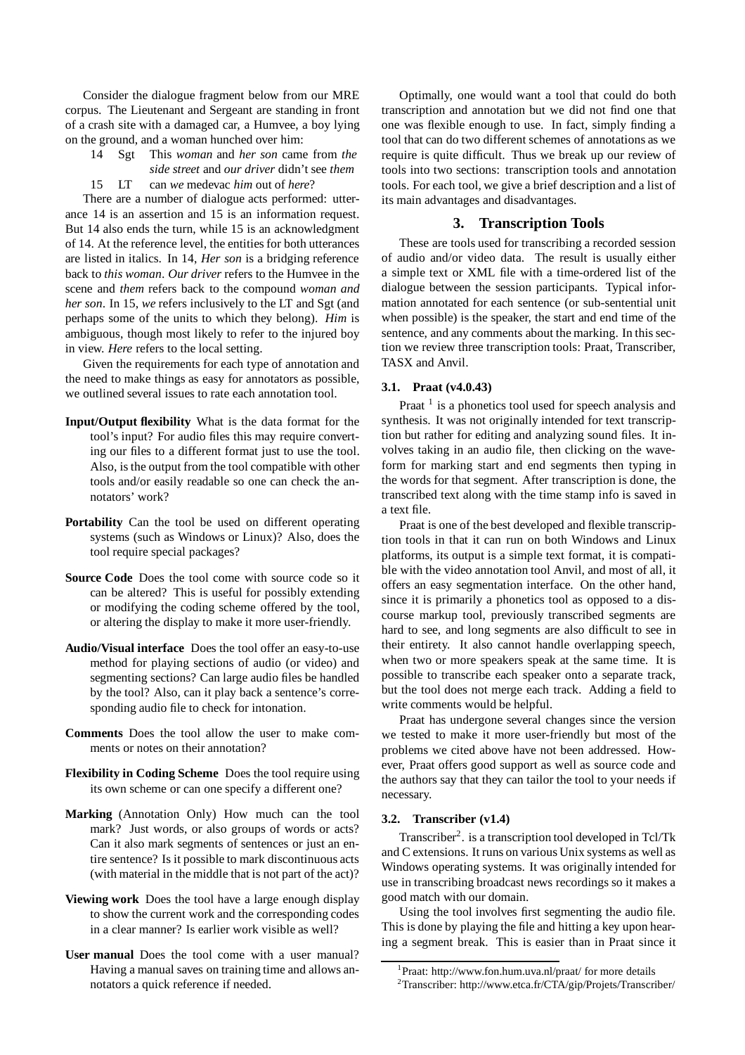Consider the dialogue fragment below from our MRE corpus. The Lieutenant and Sergeant are standing in front of a crash site with a damaged car, a Humvee, a boy lying on the ground, and a woman hunched over him:

14 Sgt This *woman* and *her son* came from *the side street* and *our driver* didn't see *them*

15 LT can *we* medevac *him* out of *here*?

There are a number of dialogue acts performed: utterance 14 is an assertion and 15 is an information request. But 14 also ends the turn, while 15 is an acknowledgment of 14. At the reference level, the entities for both utterances are listed in italics. In 14, *Her son* is a bridging reference back to *this woman*. *Our driver* refers to the Humvee in the scene and *them* refers back to the compound *woman and her son*. In 15, *we* refers inclusively to the LT and Sgt (and perhaps some of the units to which they belong). *Him* is ambiguous, though most likely to refer to the injured boy in view. *Here* refers to the local setting.

Given the requirements for each type of annotation and the need to make things as easy for annotators as possible, we outlined several issues to rate each annotation tool.

**Input/Output flexibility** What is the data format for the tool's input? For audio files this may require converting our files to a different format just to use the tool. Also, is the output from the tool compatible with other tools and/or easily readable so one can check the annotators' work?

**Portability** Can the tool be used on different operating systems (such as Windows or Linux)? Also, does the tool require special packages?

**Source Code** Does the tool come with source code so it can be altered? This is useful for possibly extending or modifying the coding scheme offered by the tool, or altering the display to make it more user-friendly.

**Audio/Visual interface** Does the tool offer an easy-to-use method for playing sections of audio (or video) and segmenting sections? Can large audio files be handled by the tool? Also, can it play back a sentence's corresponding audio file to check for intonation.

**Comments** Does the tool allow the user to make comments or notes on their annotation?

**Flexibility in Coding Scheme** Does the tool require using its own scheme or can one specify a different one?

**Marking** (Annotation Only) How much can the tool mark? Just words, or also groups of words or acts? Can it also mark segments of sentences or just an entire sentence? Is it possible to mark discontinuous acts (with material in the middle that is not part of the act)?

**Viewing work** Does the tool have a large enough display to show the current work and the corresponding codes in a clear manner? Is earlier work visible as well?

**User manual** Does the tool come with a user manual? Having a manual saves on training time and allows annotators a quick reference if needed.

Optimally, one would want a tool that could do both transcription and annotation but we did not find one that was flexible enough to use. In fact, simply finding a tool that can do two different schemes of annotations as we require is quite difficult. Thus we break up our review of tools into two sections: transcription tools and annotation tools. For each tool, we give a brief description and a list of its main advantages and disadvantages.

## 3. Transcription Tools

These are tools used for transcribing a recorded session of audio and/or video data. The result is usually either a simple text or XML file with a time-ordered list of the dialogue between the session participants. Typical information annotated for each sentence (or sub-sentential unit when possible) is the speaker, the start and end time of the sentence, and any comments about the marking. In this section we review three transcription tools: Praat, Transcriber, TASX and Anvil.

### 3.1. Praat (v4.0.43)

Praat [1] is a phonetics tool used for speech analysis and synthesis. It was not originally intended for text transcription but rather for editing and analyzing sound files. It involves taking in an audio file, then clicking on the waveform for marking start and end segments then typing in the words for that segment. After transcription is done, the transcribed text along with the time stamp info is saved in a text file.

Praat is one of the best developed and flexible transcription tools in that it can run on both Windows and Linux platforms, its output is a simple text format, it is compatible with the video annotation tool Anvil, and most of all, it offers an easy segmentation interface. On the other hand, since it is primarily a phonetics tool as opposed to a discourse markup tool, previously transcribed segments are hard to see, and long segments are also difficult to see in their entirety. It also cannot handle overlapping speech, when two or more speakers speak at the same time. It is possible to transcribe each speaker onto a separate track, but the tool does not merge each track. Adding a field to write comments would be helpful.

Praat has undergone several changes since the version we tested to make it more user-friendly but most of the problems we cited above have not been addressed. However, Praat offers good support as well as source code and the authors say that they can tailor the tool to your needs if necessary.

### 3.2. Transcriber (v1.4)

Transcriber[2]. is a transcription tool developed in Tcl/Tk and C extensions. It runs on various Unix systems as well as Windows operating systems. It was originally intended for use in transcribing broadcast news recordings so it makes a good match with our domain.

Using the tool involves first segmenting the audio file. This is done by playing the file and hitting a key upon hearing a segment break. This is easier than in Praat since it

[1] Praat: http://www.fon.hum.uva.nl/praat/ for more details

[2] Transcriber: http://www.etca.fr/CTA/gip/Projets/Transcriber/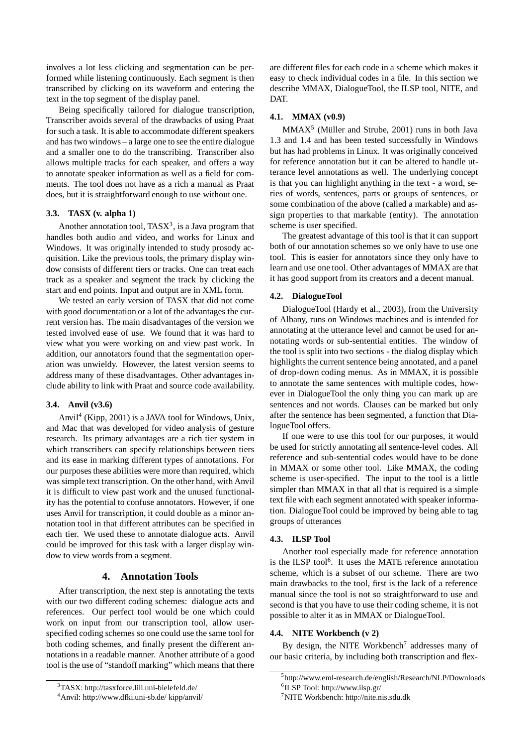involves a lot less clicking and segmentation can be performed while listening continuously. Each segment is then transcribed by clicking on its waveform and entering the text in the top segment of the display panel.

Being specifically tailored for dialogue transcription, Transcriber avoids several of the drawbacks of using Praat for such a task. It is able to accommodate different speakers and has two windows – a large one to see the entire dialogue and a smaller one to do the transcribing. Transcriber also allows multiple tracks for each speaker, and offers a way to annotate speaker information as well as a field for comments. The tool does not have as a rich a manual as Praat does, but it is straightforward enough to use without one.

### 3.3. TASX (v. alpha 1)

Another annotation tool, TASX[3], is a Java program that handles both audio and video, and works for Linux and Windows. It was originally intended to study prosody acquisition. Like the previous tools, the primary display window consists of different tiers or tracks. One can treat each track as a speaker and segment the track by clicking the start and end points. Input and output are in XML form.

We tested an early version of TASX that did not come with good documentation or a lot of the advantages the current version has. The main disadvantages of the version we tested involved ease of use. We found that it was hard to view what you were working on and view past work. In addition, our annotators found that the segmentation operation was unwieldy. However, the latest version seems to address many of these disadvantages. Other advantages include ability to link with Praat and source code availability.

### 3.4. Anvil (v3.6)

Anvil[4] (Kipp, 2001) is a JAVA tool for Windows, Unix, and Mac that was developed for video analysis of gesture research. Its primary advantages are a rich tier system in which transcribers can specify relationships between tiers and its ease in marking different types of annotations. For our purposes these abilities were more than required, which was simple text transcription. On the other hand, with Anvil it is difficult to view past work and the unused functionality has the potential to confuse annotators. However, if one uses Anvil for transcription, it could double as a minor annotation tool in that different attributes can be specified in each tier. We used these to annotate dialogue acts. Anvil could be improved for this task with a larger display window to view words from a segment.

## 4. Annotation Tools

After transcription, the next step is annotating the texts with our two different coding schemes: dialogue acts and references. Our perfect tool would be one which could work on input from our transcription tool, allow user-specified coding schemes so one could use the same tool for both coding schemes, and finally present the different annotations in a readable manner. Another attribute of a good tool is the use of "standoff marking" which means that there are different files for each code in a scheme which makes it easy to check individual codes in a file. In this section we describe MMAX, DialogueTool, the ILSP tool, NITE, and DAT.

### 4.1. MMAX (v0.9)

MMAX[5] (Müller and Strube, 2001) runs in both Java 1.3 and 1.4 and has been tested successfully in Windows but has had problems in Linux. It was originally conceived for reference annotation but it can be altered to handle utterance level annotations as well. The underlying concept is that you can highlight anything in the text - a word, series of words, sentences, parts or groups of sentences, or some combination of the above (called a markable) and assign properties to that markable (entity). The annotation scheme is user specified.

The greatest advantage of this tool is that it can support both of our annotation schemes so we only have to use one tool. This is easier for annotators since they only have to learn and use one tool. Other advantages of MMAX are that it has good support from its creators and a decent manual.

### 4.2. DialogueTool

DialogueTool (Hardy et al., 2003), from the University of Albany, runs on Windows machines and is intended for annotating at the utterance level and cannot be used for annotating words or sub-sentential entities. The window of the tool is split into two sections - the dialog display which highlights the current sentence being annotated, and a panel of drop-down coding menus. As in MMAX, it is possible to annotate the same sentences with multiple codes, however in DialogueTool the only thing you can mark up are sentences and not words. Clauses can be marked but only after the sentence has been segmented, a function that DialogueTool offers.

If one were to use this tool for our purposes, it would be used for strictly annotating all sentence-level codes. All reference and sub-sentential codes would have to be done in MMAX or some other tool. Like MMAX, the coding scheme is user-specified. The input to the tool is a little simpler than MMAX in that all that is required is a simple text file with each segment annotated with speaker information. DialogueTool could be improved by being able to tag groups of utterances

### 4.3. ILSP Tool

Another tool especially made for reference annotation is the ILSP tool[6]. It uses the MATE reference annotation scheme, which is a subset of our scheme. There are two main drawbacks to the tool, first is the lack of a reference manual since the tool is not so straightforward to use and second is that you have to use their coding scheme, it is not possible to alter it as in MMAX or DialogueTool.

### 4.4. NITE Workbench (v 2)

By design, the NITE Workbench[7] addresses many of our basic criteria, by including both transcription and flex-

[3]TASX: http://tasxforce.lili.uni-bielefeld.de/

[4]Anvil: http://www.dfki.uni-sb.de/ kipp/anvil/

[5]http://www.eml-research.de/english/Research/NLP/Downloads

[6]ILSP Tool: http://www.ilsp.gr/

[7]NITE Workbench: http://nite.nis.sdu.dk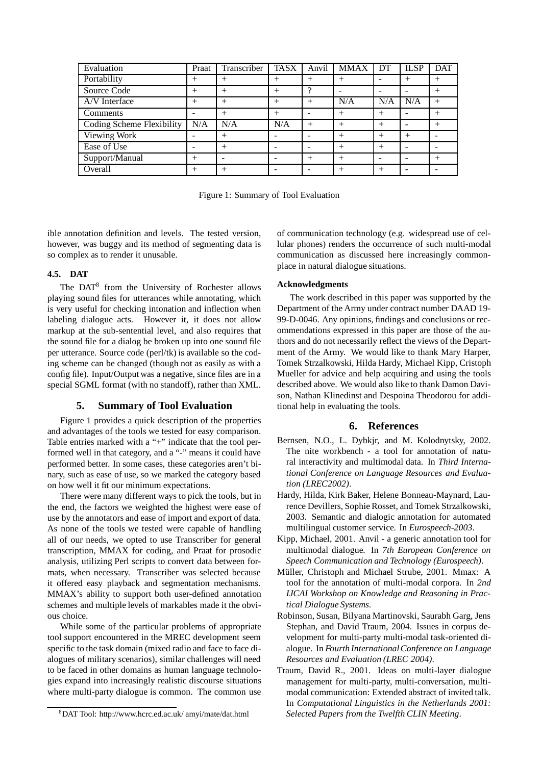| Evaluation | Praat | Transcriber | TASX | Anvil | MMAX | DT | ILSP | DAT |
|---|---|---|---|---|---|---|---|---|
| Portability | + | + | + | + | + | - | + | + |
| Source Code | + | + | + | ? | - | - | - | + |
| A/V Interface | + | + | + | + | N/A | N/A | N/A | + |
| Comments | - | + | + | - | + | + | - | + |
| Coding Scheme Flexibility | N/A | N/A | N/A | + | + | + | - | + |
| Viewing Work | - | + | - | - | + | + | + | - |
| Ease of Use | - | + | - | - | + | + | - | - |
| Support/Manual | + | - | - | + | + | - | - | + |
| Overall | + | + | - | - | + | + | - | - |

Figure 1: Summary of Tool Evaluation

ible annotation definition and levels. The tested version, however, was buggy and its method of segmenting data is so complex as to render it unusable.

### 4.5. DAT

The DAT[8] from the University of Rochester allows playing sound files for utterances while annotating, which is very useful for checking intonation and inflection when labeling dialogue acts. However it, it does not allow markup at the sub-sentential level, and also requires that the sound file for a dialog be broken up into one sound file per utterance. Source code (perl/tk) is available so the coding scheme can be changed (though not as easily as with a config file). Input/Output was a negative, since files are in a special SGML format (with no standoff), rather than XML.

## 5. Summary of Tool Evaluation

Figure 1 provides a quick description of the properties and advantages of the tools we tested for easy comparison. Table entries marked with a "+" indicate that the tool performed well in that category, and a "-" means it could have performed better. In some cases, these categories aren't binary, such as ease of use, so we marked the category based on how well it fit our minimum expectations.

There were many different ways to pick the tools, but in the end, the factors we weighted the highest were ease of use by the annotators and ease of import and export of data. As none of the tools we tested were capable of handling all of our needs, we opted to use Transcriber for general transcription, MMAX for coding, and Praat for prosodic analysis, utilizing Perl scripts to convert data between formats, when necessary. Transcriber was selected because it offered easy playback and segmentation mechanisms. MMAX's ability to support both user-defined annotation schemes and multiple levels of markables made it the obvious choice.

While some of the particular problems of appropriate tool support encountered in the MREC development seem specific to the task domain (mixed radio and face to face dialogues of military scenarios), similar challenges will need to be faced in other domains as human language technologies expand into increasingly realistic discourse situations where multi-party dialogue is common. The common use of communication technology (e.g. widespread use of cellular phones) renders the occurrence of such multi-modal communication as discussed here increasingly commonplace in natural dialogue situations.

**Acknowledgments**

The work described in this paper was supported by the Department of the Army under contract number DAAD 19-99-D-0046. Any opinions, findings and conclusions or recommendations expressed in this paper are those of the authors and do not necessarily reflect the views of the Department of the Army. We would like to thank Mary Harper, Tomek Strzalkowski, Hilda Hardy, Michael Kipp, Cristoph Mueller for advice and help acquiring and using the tools described above. We would also like to thank Damon Davison, Nathan Klinedinst and Despoina Theodorou for additional help in evaluating the tools.

## 6. References

Bernsen, N.O., L. Dybkjr, and M. Kolodnytsky, 2002. The nite workbench - a tool for annotation of natural interactivity and multimodal data. In *Third International Conference on Language Resources and Evaluation (LREC2002)*.

Hardy, Hilda, Kirk Baker, Helene Bonneau-Maynard, Laurence Devillers, Sophie Rosset, and Tomek Strzalkowski, 2003. Semantic and dialogic annotation for automated multilingual customer service. In *Eurospeech-2003*.

Kipp, Michael, 2001. Anvil - a generic annotation tool for multimodal dialogue. In *7th European Conference on Speech Communication and Technology (Eurospeech)*.

Müller, Christoph and Michael Strube, 2001. Mmax: A tool for the annotation of multi-modal corpora. In *2nd IJCAI Workshop on Knowledge and Reasoning in Practical Dialogue Systems*.

Robinson, Susan, Bilyana Martinovski, Saurabh Garg, Jens Stephan, and David Traum, 2004. Issues in corpus development for multi-party multi-modal task-oriented dialogue. In *Fourth International Conference on Language Resources and Evaluation (LREC 2004)*.

Traum, David R., 2001. Ideas on multi-layer dialogue management for multi-party, multi-conversation, multimodal communication: Extended abstract of invited talk. In *Computational Linguistics in the Netherlands 2001: Selected Papers from the Twelfth CLIN Meeting*.

[8]DAT Tool: http://www.hcrc.ed.ac.uk/ amyi/mate/dat.html